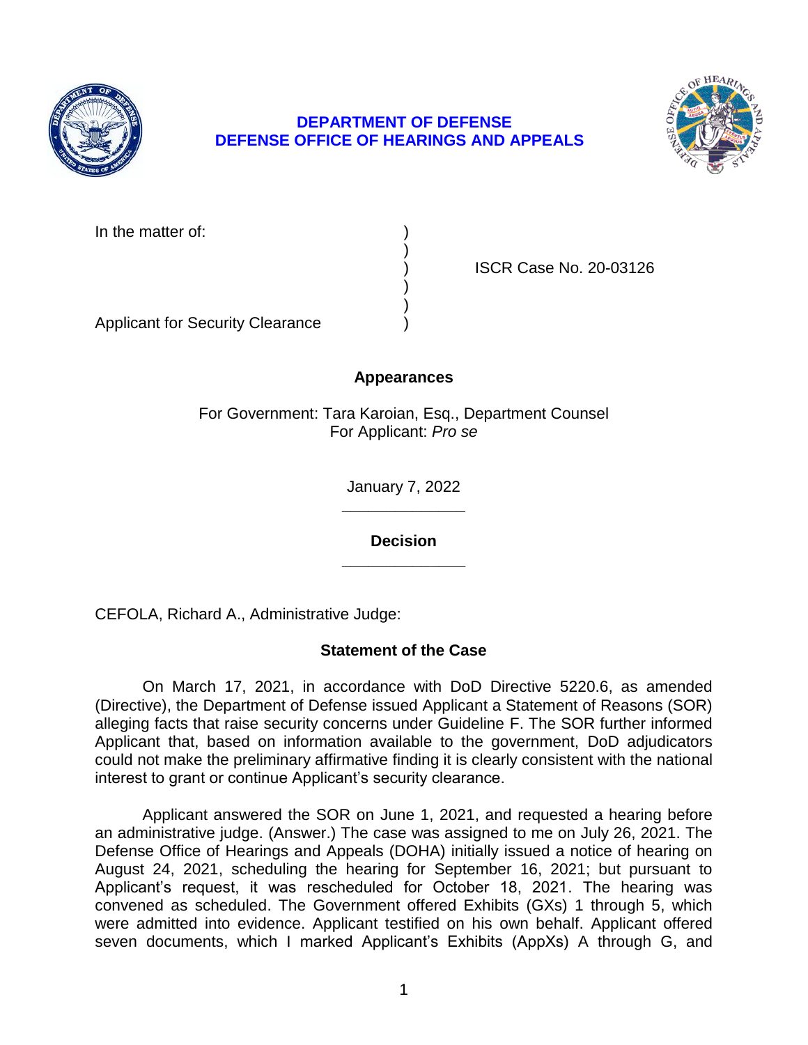**DEPARTMENT OF DEFENSE**
**DEFENSE OFFICE OF HEARINGS AND APPEALS**

| | | |
|---|---|---|
| In the matter of: | ) | |
| | ) | |
| | ) | ISCR Case No. 20-03126 |
| | ) | |
| | ) | |
| Applicant for Security Clearance | ) | |

**Appearances**

For Government: Tara Karoian, Esq., Department Counsel
For Applicant: *Pro se*

January 7, 2022

______________

**Decision**

______________

CEFOLA, Richard A., Administrative Judge:

**Statement of the Case**

On March 17, 2021, in accordance with DoD Directive 5220.6, as amended (Directive), the Department of Defense issued Applicant a Statement of Reasons (SOR) alleging facts that raise security concerns under Guideline F. The SOR further informed Applicant that, based on information available to the government, DoD adjudicators could not make the preliminary affirmative finding it is clearly consistent with the national interest to grant or continue Applicant's security clearance.

Applicant answered the SOR on June 1, 2021, and requested a hearing before an administrative judge. (Answer.) The case was assigned to me on July 26, 2021. The Defense Office of Hearings and Appeals (DOHA) initially issued a notice of hearing on August 24, 2021, scheduling the hearing for September 16, 2021; but pursuant to Applicant's request, it was rescheduled for October 18, 2021. The hearing was convened as scheduled. The Government offered Exhibits (GXs) 1 through 5, which were admitted into evidence. Applicant testified on his own behalf. Applicant offered seven documents, which I marked Applicant's Exhibits (AppXs) A through G, and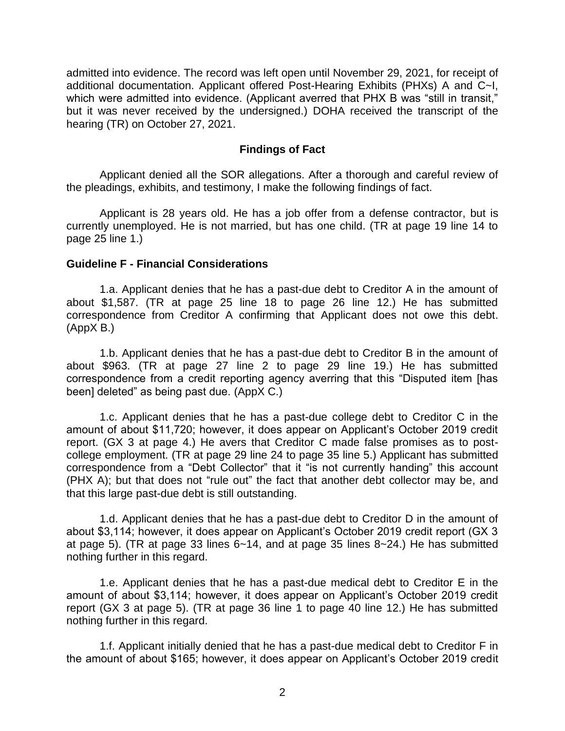admitted into evidence. The record was left open until November 29, 2021, for receipt of additional documentation. Applicant offered Post-Hearing Exhibits (PHXs) A and C~I, which were admitted into evidence. (Applicant averred that PHX B was "still in transit," but it was never received by the undersigned.) DOHA received the transcript of the hearing (TR) on October 27, 2021.

## Findings of Fact

Applicant denied all the SOR allegations. After a thorough and careful review of the pleadings, exhibits, and testimony, I make the following findings of fact.

Applicant is 28 years old. He has a job offer from a defense contractor, but is currently unemployed. He is not married, but has one child. (TR at page 19 line 14 to page 25 line 1.)

### Guideline F - Financial Considerations

1.a. Applicant denies that he has a past-due debt to Creditor A in the amount of about $1,587. (TR at page 25 line 18 to page 26 line 12.) He has submitted correspondence from Creditor A confirming that Applicant does not owe this debt. (AppX B.)

1.b. Applicant denies that he has a past-due debt to Creditor B in the amount of about $963. (TR at page 27 line 2 to page 29 line 19.) He has submitted correspondence from a credit reporting agency averring that this "Disputed item [has been] deleted" as being past due. (AppX C.)

1.c. Applicant denies that he has a past-due college debt to Creditor C in the amount of about $11,720; however, it does appear on Applicant's October 2019 credit report. (GX 3 at page 4.) He avers that Creditor C made false promises as to post-college employment. (TR at page 29 line 24 to page 35 line 5.) Applicant has submitted correspondence from a "Debt Collector" that it "is not currently handing" this account (PHX A); but that does not "rule out" the fact that another debt collector may be, and that this large past-due debt is still outstanding.

1.d. Applicant denies that he has a past-due debt to Creditor D in the amount of about $3,114; however, it does appear on Applicant's October 2019 credit report (GX 3 at page 5). (TR at page 33 lines 6~14, and at page 35 lines 8~24.) He has submitted nothing further in this regard.

1.e. Applicant denies that he has a past-due medical debt to Creditor E in the amount of about $3,114; however, it does appear on Applicant's October 2019 credit report (GX 3 at page 5). (TR at page 36 line 1 to page 40 line 12.) He has submitted nothing further in this regard.

1.f. Applicant initially denied that he has a past-due medical debt to Creditor F in the amount of about $165; however, it does appear on Applicant's October 2019 credit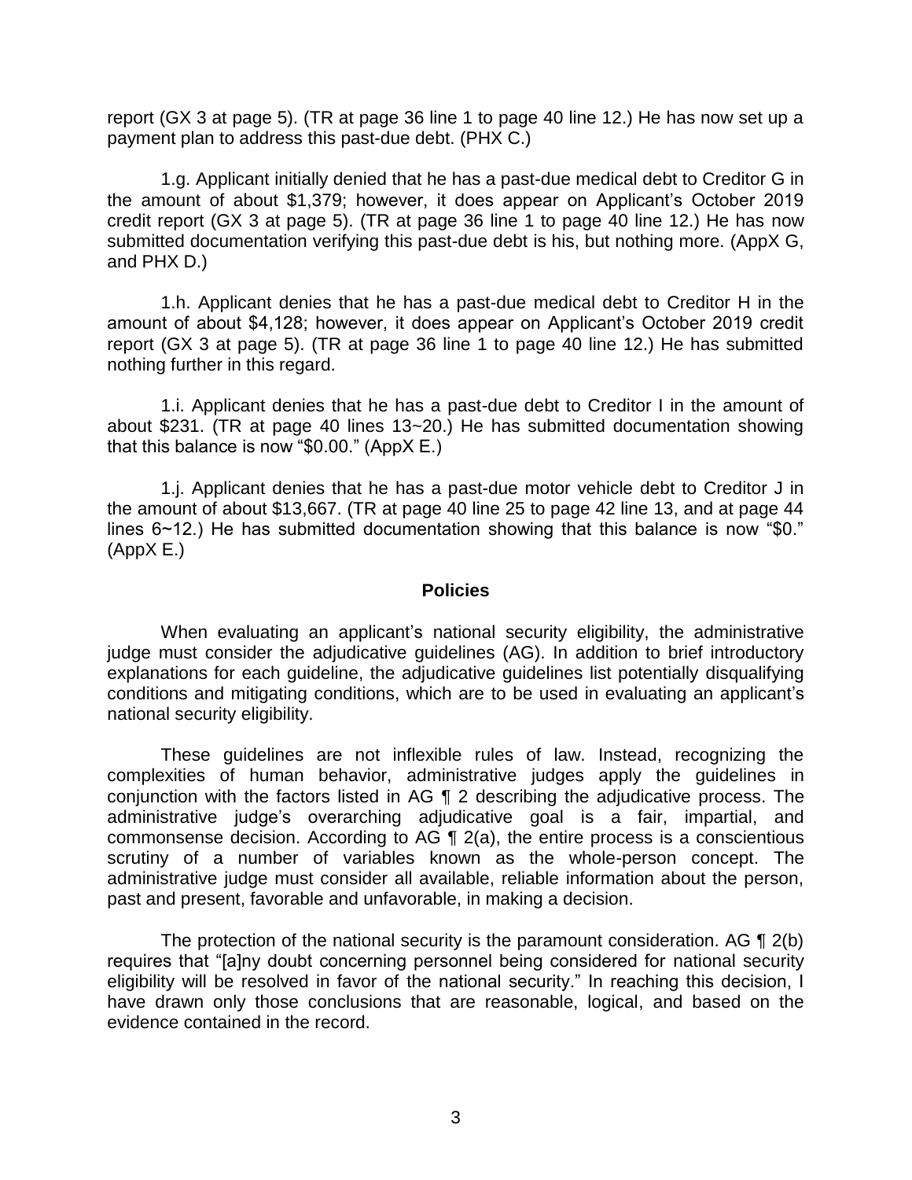report (GX 3 at page 5). (TR at page 36 line 1 to page 40 line 12.) He has now set up a payment plan to address this past-due debt. (PHX C.)

1.g. Applicant initially denied that he has a past-due medical debt to Creditor G in the amount of about $1,379; however, it does appear on Applicant's October 2019 credit report (GX 3 at page 5). (TR at page 36 line 1 to page 40 line 12.) He has now submitted documentation verifying this past-due debt is his, but nothing more. (AppX G, and PHX D.)

1.h. Applicant denies that he has a past-due medical debt to Creditor H in the amount of about $4,128; however, it does appear on Applicant's October 2019 credit report (GX 3 at page 5). (TR at page 36 line 1 to page 40 line 12.) He has submitted nothing further in this regard.

1.i. Applicant denies that he has a past-due debt to Creditor I in the amount of about $231. (TR at page 40 lines 13~20.) He has submitted documentation showing that this balance is now "$0.00." (AppX E.)

1.j. Applicant denies that he has a past-due motor vehicle debt to Creditor J in the amount of about $13,667. (TR at page 40 line 25 to page 42 line 13, and at page 44 lines 6~12.) He has submitted documentation showing that this balance is now "$0." (AppX E.)

## Policies

When evaluating an applicant's national security eligibility, the administrative judge must consider the adjudicative guidelines (AG). In addition to brief introductory explanations for each guideline, the adjudicative guidelines list potentially disqualifying conditions and mitigating conditions, which are to be used in evaluating an applicant's national security eligibility.

These guidelines are not inflexible rules of law. Instead, recognizing the complexities of human behavior, administrative judges apply the guidelines in conjunction with the factors listed in AG ¶ 2 describing the adjudicative process. The administrative judge's overarching adjudicative goal is a fair, impartial, and commonsense decision. According to AG ¶ 2(a), the entire process is a conscientious scrutiny of a number of variables known as the whole-person concept. The administrative judge must consider all available, reliable information about the person, past and present, favorable and unfavorable, in making a decision.

The protection of the national security is the paramount consideration. AG ¶ 2(b) requires that "[a]ny doubt concerning personnel being considered for national security eligibility will be resolved in favor of the national security." In reaching this decision, I have drawn only those conclusions that are reasonable, logical, and based on the evidence contained in the record.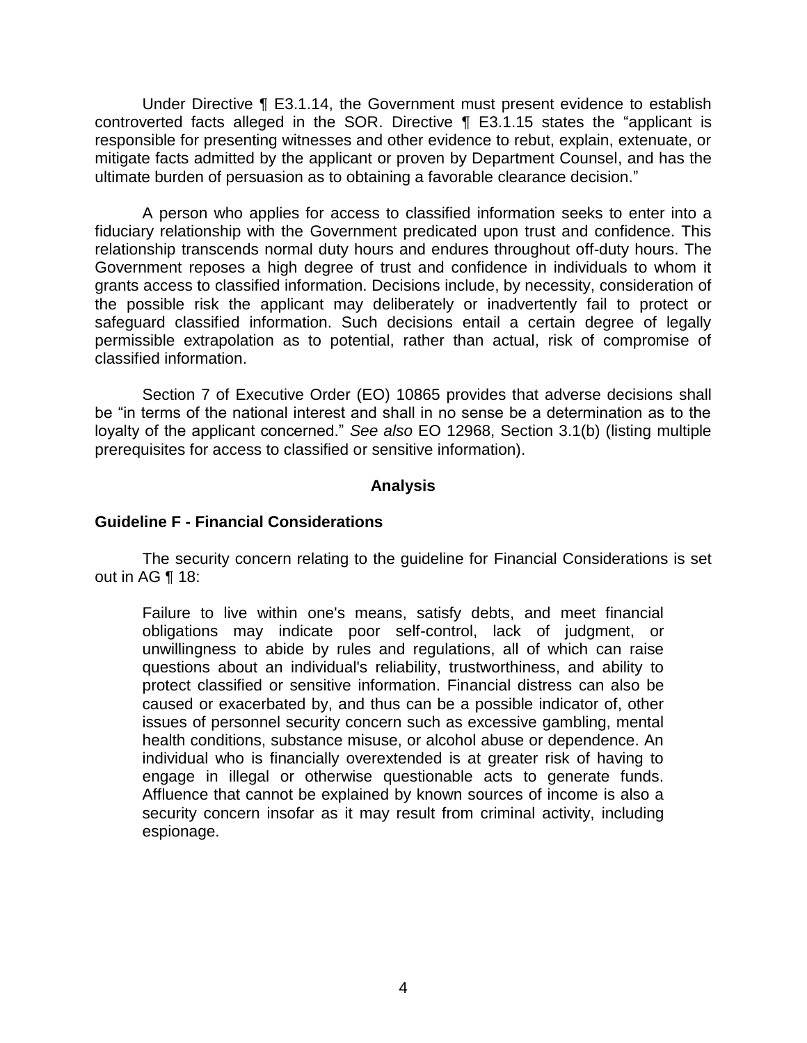Under Directive ¶ E3.1.14, the Government must present evidence to establish controverted facts alleged in the SOR. Directive ¶ E3.1.15 states the "applicant is responsible for presenting witnesses and other evidence to rebut, explain, extenuate, or mitigate facts admitted by the applicant or proven by Department Counsel, and has the ultimate burden of persuasion as to obtaining a favorable clearance decision."

A person who applies for access to classified information seeks to enter into a fiduciary relationship with the Government predicated upon trust and confidence. This relationship transcends normal duty hours and endures throughout off-duty hours. The Government reposes a high degree of trust and confidence in individuals to whom it grants access to classified information. Decisions include, by necessity, consideration of the possible risk the applicant may deliberately or inadvertently fail to protect or safeguard classified information. Such decisions entail a certain degree of legally permissible extrapolation as to potential, rather than actual, risk of compromise of classified information.

Section 7 of Executive Order (EO) 10865 provides that adverse decisions shall be "in terms of the national interest and shall in no sense be a determination as to the loyalty of the applicant concerned." *See also* EO 12968, Section 3.1(b) (listing multiple prerequisites for access to classified or sensitive information).

## Analysis

### Guideline F - Financial Considerations

The security concern relating to the guideline for Financial Considerations is set out in AG ¶ 18:

> Failure to live within one's means, satisfy debts, and meet financial obligations may indicate poor self-control, lack of judgment, or unwillingness to abide by rules and regulations, all of which can raise questions about an individual's reliability, trustworthiness, and ability to protect classified or sensitive information. Financial distress can also be caused or exacerbated by, and thus can be a possible indicator of, other issues of personnel security concern such as excessive gambling, mental health conditions, substance misuse, or alcohol abuse or dependence. An individual who is financially overextended is at greater risk of having to engage in illegal or otherwise questionable acts to generate funds. Affluence that cannot be explained by known sources of income is also a security concern insofar as it may result from criminal activity, including espionage.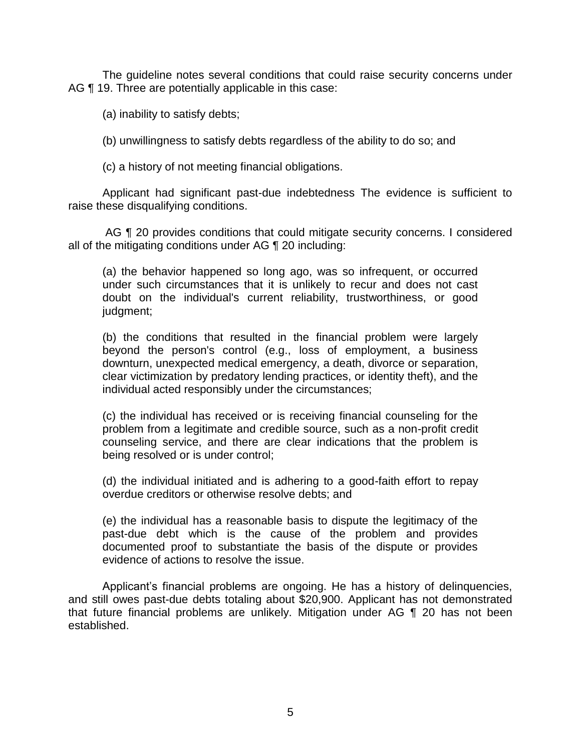The guideline notes several conditions that could raise security concerns under AG ¶ 19. Three are potentially applicable in this case:

(a) inability to satisfy debts;

(b) unwillingness to satisfy debts regardless of the ability to do so; and

(c) a history of not meeting financial obligations.

Applicant had significant past-due indebtedness The evidence is sufficient to raise these disqualifying conditions.

AG ¶ 20 provides conditions that could mitigate security concerns. I considered all of the mitigating conditions under AG ¶ 20 including:

> (a) the behavior happened so long ago, was so infrequent, or occurred under such circumstances that it is unlikely to recur and does not cast doubt on the individual's current reliability, trustworthiness, or good judgment;
>
> (b) the conditions that resulted in the financial problem were largely beyond the person's control (e.g., loss of employment, a business downturn, unexpected medical emergency, a death, divorce or separation, clear victimization by predatory lending practices, or identity theft), and the individual acted responsibly under the circumstances;
>
> (c) the individual has received or is receiving financial counseling for the problem from a legitimate and credible source, such as a non-profit credit counseling service, and there are clear indications that the problem is being resolved or is under control;
>
> (d) the individual initiated and is adhering to a good-faith effort to repay overdue creditors or otherwise resolve debts; and
>
> (e) the individual has a reasonable basis to dispute the legitimacy of the past-due debt which is the cause of the problem and provides documented proof to substantiate the basis of the dispute or provides evidence of actions to resolve the issue.

Applicant's financial problems are ongoing. He has a history of delinquencies, and still owes past-due debts totaling about $20,900. Applicant has not demonstrated that future financial problems are unlikely. Mitigation under AG ¶ 20 has not been established.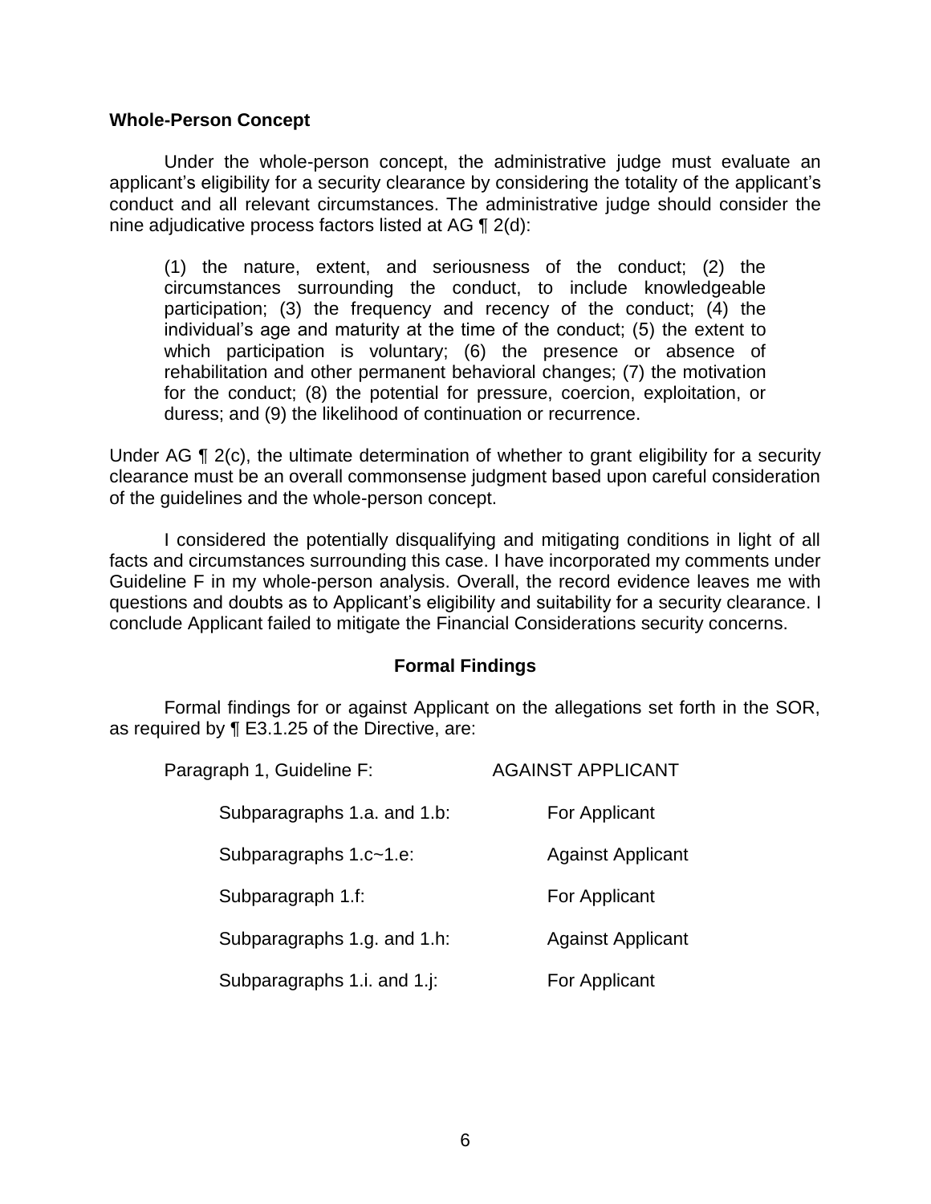**Whole-Person Concept**

Under the whole-person concept, the administrative judge must evaluate an applicant's eligibility for a security clearance by considering the totality of the applicant's conduct and all relevant circumstances. The administrative judge should consider the nine adjudicative process factors listed at AG ¶ 2(d):

> (1) the nature, extent, and seriousness of the conduct; (2) the circumstances surrounding the conduct, to include knowledgeable participation; (3) the frequency and recency of the conduct; (4) the individual's age and maturity at the time of the conduct; (5) the extent to which participation is voluntary; (6) the presence or absence of rehabilitation and other permanent behavioral changes; (7) the motivation for the conduct; (8) the potential for pressure, coercion, exploitation, or duress; and (9) the likelihood of continuation or recurrence.

Under AG ¶ 2(c), the ultimate determination of whether to grant eligibility for a security clearance must be an overall commonsense judgment based upon careful consideration of the guidelines and the whole-person concept.

I considered the potentially disqualifying and mitigating conditions in light of all facts and circumstances surrounding this case. I have incorporated my comments under Guideline F in my whole-person analysis. Overall, the record evidence leaves me with questions and doubts as to Applicant's eligibility and suitability for a security clearance. I conclude Applicant failed to mitigate the Financial Considerations security concerns.

## Formal Findings

Formal findings for or against Applicant on the allegations set forth in the SOR, as required by ¶ E3.1.25 of the Directive, are:

| | |
|---|---|
| Paragraph 1, Guideline F: | AGAINST APPLICANT |
| Subparagraphs 1.a. and 1.b: | For Applicant |
| Subparagraphs 1.c~1.e: | Against Applicant |
| Subparagraph 1.f: | For Applicant |
| Subparagraphs 1.g. and 1.h: | Against Applicant |
| Subparagraphs 1.i. and 1.j: | For Applicant |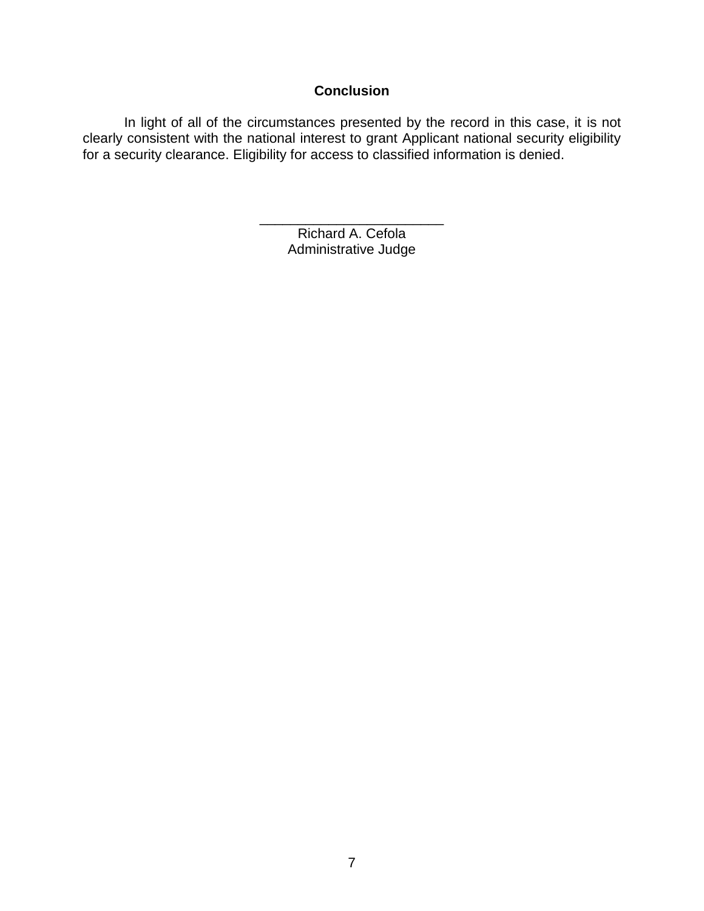## Conclusion

In light of all of the circumstances presented by the record in this case, it is not clearly consistent with the national interest to grant Applicant national security eligibility for a security clearance. Eligibility for access to classified information is denied.

________________________
Richard A. Cefola
Administrative Judge